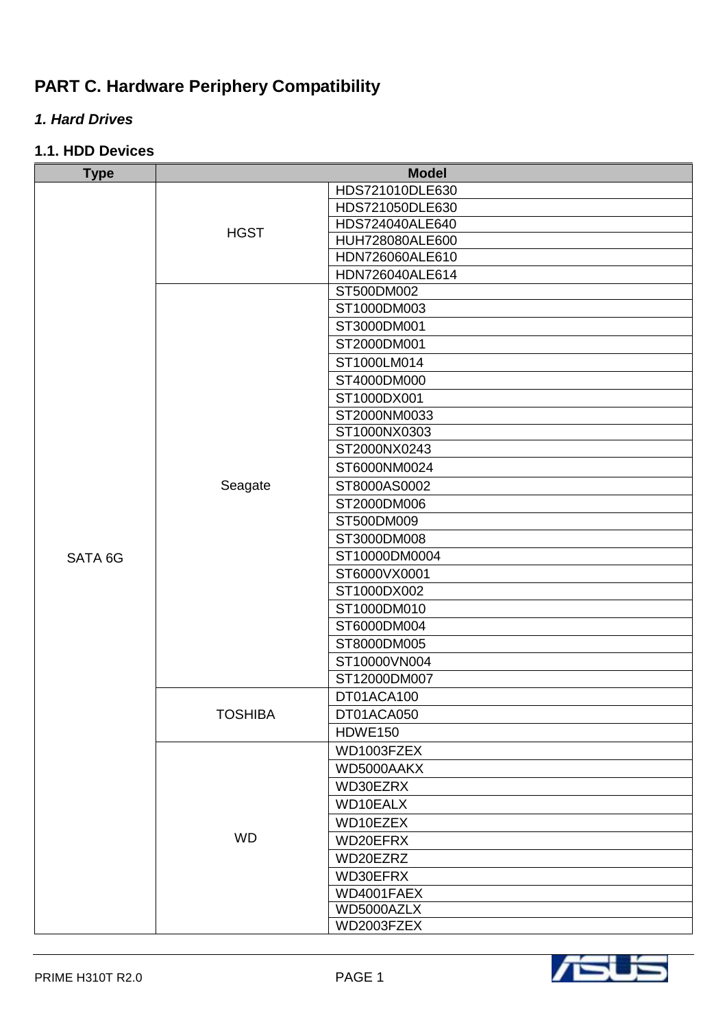# PART C. Hardware Periphery Compatibility

## *1. Hard Drives*

### 1.1. HDD Devices

| Type | Model | |
|---|---|---|
| SATA 6G | HGST | HDS721010DLE630 |
| | | HDS721050DLE630 |
| | | HDS724040ALE640 |
| | | HUH728080ALE600 |
| | | HDN726060ALE610 |
| | | HDN726040ALE614 |
| | Seagate | ST500DM002 |
| | | ST1000DM003 |
| | | ST3000DM001 |
| | | ST2000DM001 |
| | | ST1000LM014 |
| | | ST4000DM000 |
| | | ST1000DX001 |
| | | ST2000NM0033 |
| | | ST1000NX0303 |
| | | ST2000NX0243 |
| | | ST6000NM0024 |
| | | ST8000AS0002 |
| | | ST2000DM006 |
| | | ST500DM009 |
| | | ST3000DM008 |
| | | ST10000DM0004 |
| | | ST6000VX0001 |
| | | ST1000DX002 |
| | | ST1000DM010 |
| | | ST6000DM004 |
| | | ST8000DM005 |
| | | ST10000VN004 |
| | | ST12000DM007 |
| | TOSHIBA | DT01ACA100 |
| | | DT01ACA050 |
| | | HDWE150 |
| | WD | WD1003FZEX |
| | | WD5000AAKX |
| | | WD30EZRX |
| | | WD10EALX |
| | | WD10EZEX |
| | | WD20EFRX |
| | | WD20EZRZ |
| | | WD30EFRX |
| | | WD4001FAEX |
| | | WD5000AZLX |
| | | WD2003FZEX |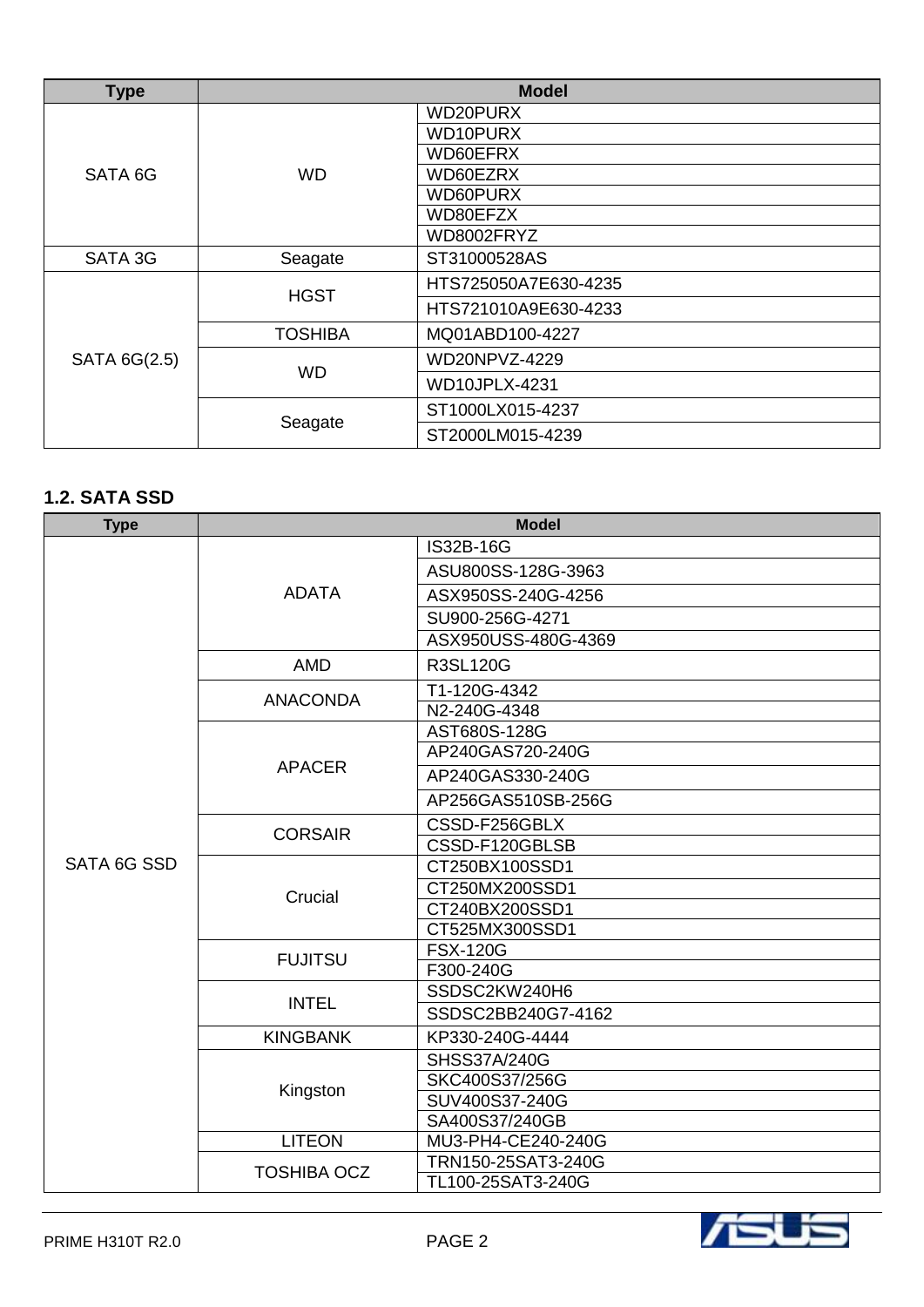| Type | Model | |
|---|---|---|
| SATA 6G | WD | WD20PURX |
| | | WD10PURX |
| | | WD60EFRX |
| | | WD60EZRX |
| | | WD60PURX |
| | | WD80EFZX |
| | | WD8002FRYZ |
| SATA 3G | Seagate | ST31000528AS |
| SATA 6G(2.5) | HGST | HTS725050A7E630-4235 |
| | | HTS721010A9E630-4233 |
| | TOSHIBA | MQ01ABD100-4227 |
| | WD | WD20NPVZ-4229 |
| | | WD10JPLX-4231 |
| | Seagate | ST1000LX015-4237 |
| | | ST2000LM015-4239 |

### 1.2. SATA SSD

| Type | Model | |
|---|---|---|
| SATA 6G SSD | ADATA | IS32B-16G |
| | | ASU800SS-128G-3963 |
| | | ASX950SS-240G-4256 |
| | | SU900-256G-4271 |
| | | ASX950USS-480G-4369 |
| | AMD | R3SL120G |
| | ANACONDA | T1-120G-4342 |
| | | N2-240G-4348 |
| | APACER | AST680S-128G |
| | | AP240GAS720-240G |
| | | AP240GAS330-240G |
| | | AP256GAS510SB-256G |
| | CORSAIR | CSSD-F256GBLX |
| | | CSSD-F120GBLSB |
| | Crucial | CT250BX100SSD1 |
| | | CT250MX200SSD1 |
| | | CT240BX200SSD1 |
| | | CT525MX300SSD1 |
| | FUJITSU | FSX-120G |
| | | F300-240G |
| | INTEL | SSDSC2KW240H6 |
| | | SSDSC2BB240G7-4162 |
| | KINGBANK | KP330-240G-4444 |
| | Kingston | SHSS37A/240G |
| | | SKC400S37/256G |
| | | SUV400S37-240G |
| | | SA400S37/240GB |
| | LITEON | MU3-PH4-CE240-240G |
| | TOSHIBA OCZ | TRN150-25SAT3-240G |
| | | TL100-25SAT3-240G |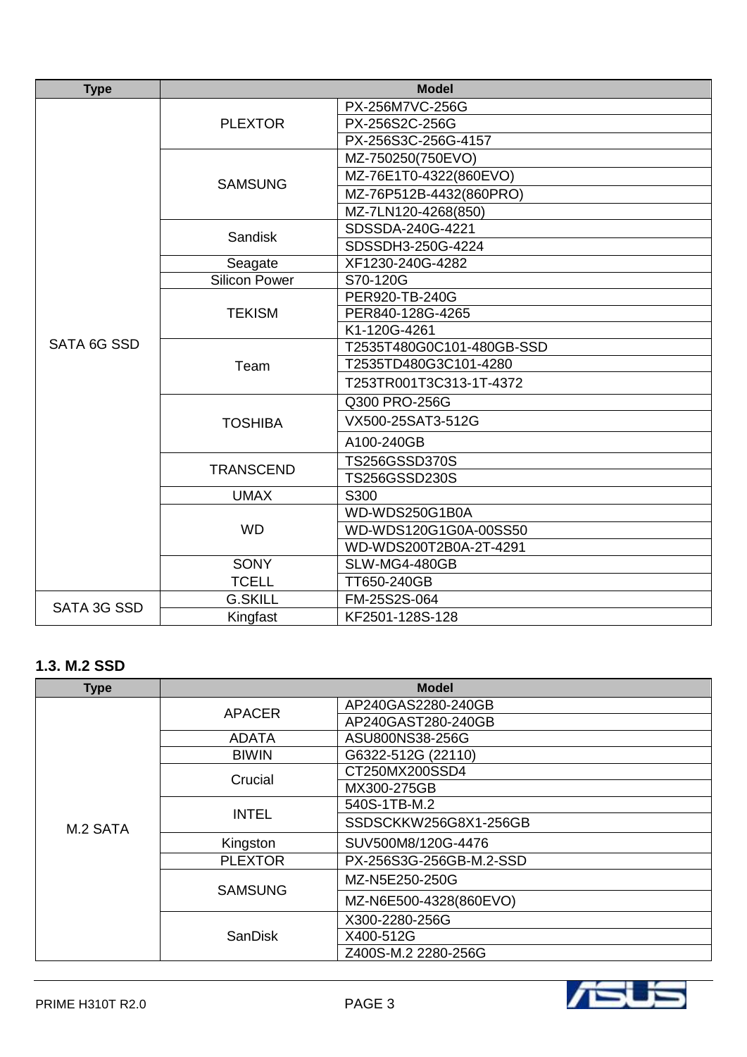| Type | Model | |
|---|---|---|
| SATA 6G SSD | PLEXTOR | PX-256M7VC-256G |
| | | PX-256S2C-256G |
| | | PX-256S3C-256G-4157 |
| | SAMSUNG | MZ-750250(750EVO) |
| | | MZ-76E1T0-4322(860EVO) |
| | | MZ-76P512B-4432(860PRO) |
| | | MZ-7LN120-4268(850) |
| | Sandisk | SDSSDA-240G-4221 |
| | | SDSSDH3-250G-4224 |
| | Seagate | XF1230-240G-4282 |
| | Silicon Power | S70-120G |
| | TEKISM | PER920-TB-240G |
| | | PER840-128G-4265 |
| | | K1-120G-4261 |
| | Team | T2535T480G0C101-480GB-SSD |
| | | T2535TD480G3C101-4280 |
| | | T253TR001T3C313-1T-4372 |
| | TOSHIBA | Q300 PRO-256G |
| | | VX500-25SAT3-512G |
| | | A100-240GB |
| | TRANSCEND | TS256GSSD370S |
| | | TS256GSSD230S |
| | UMAX | S300 |
| | WD | WD-WDS250G1B0A |
| | | WD-WDS120G1G0A-00SS50 |
| | | WD-WDS200T2B0A-2T-4291 |
| | SONY | SLW-MG4-480GB |
| | TCELL | TT650-240GB |
| SATA 3G SSD | G.SKILL | FM-25S2S-064 |
| | Kingfast | KF2501-128S-128 |

## 1.3. M.2 SSD

| Type | Model | |
|---|---|---|
| M.2 SATA | APACER | AP240GAS2280-240GB |
| | | AP240GAST280-240GB |
| | ADATA | ASU800NS38-256G |
| | BIWIN | G6322-512G (22110) |
| | Crucial | CT250MX200SSD4 |
| | | MX300-275GB |
| | INTEL | 540S-1TB-M.2 |
| | | SSDSCKKW256G8X1-256GB |
| | Kingston | SUV500M8/120G-4476 |
| | PLEXTOR | PX-256S3G-256GB-M.2-SSD |
| | SAMSUNG | MZ-N5E250-250G |
| | | MZ-N6E500-4328(860EVO) |
| | SanDisk | X300-2280-256G |
| | | X400-512G |
| | | Z400S-M.2 2280-256G |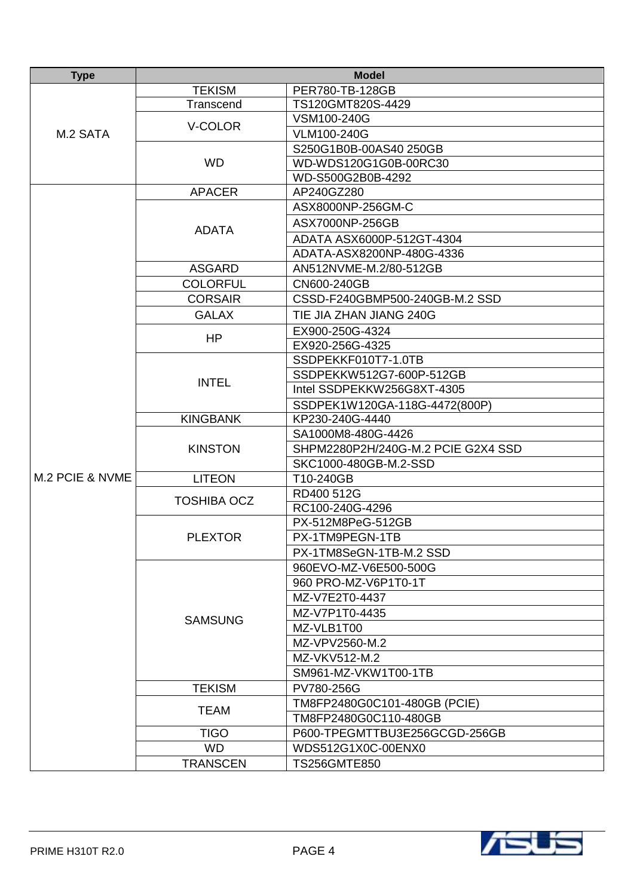| Type | Model | |
|---|---|---|
| M.2 SATA | TEKISM | PER780-TB-128GB |
| | Transcend | TS120GMT820S-4429 |
| | V-COLOR | VSM100-240G |
| | | VLM100-240G |
| | WD | S250G1B0B-00AS40 250GB |
| | | WD-WDS120G1G0B-00RC30 |
| | | WD-S500G2B0B-4292 |
| M.2 PCIE & NVME | APACER | AP240GZ280 |
| | ADATA | ASX8000NP-256GM-C |
| | | ASX7000NP-256GB |
| | | ADATA ASX6000P-512GT-4304 |
| | | ADATA-ASX8200NP-480G-4336 |
| | ASGARD | AN512NVME-M.2/80-512GB |
| | COLORFUL | CN600-240GB |
| | CORSAIR | CSSD-F240GBMP500-240GB-M.2 SSD |
| | GALAX | TIE JIA ZHAN JIANG 240G |
| | HP | EX900-250G-4324 |
| | | EX920-256G-4325 |
| | INTEL | SSDPEKKF010T7-1.0TB |
| | | SSDPEKKW512G7-600P-512GB |
| | | Intel SSDPEKKW256G8XT-4305 |
| | | SSDPEK1W120GA-118G-4472(800P) |
| | KINGBANK | KP230-240G-4440 |
| | KINSTON | SA1000M8-480G-4426 |
| | | SHPM2280P2H/240G-M.2 PCIE G2X4 SSD |
| | | SKC1000-480GB-M.2-SSD |
| | LITEON | T10-240GB |
| | TOSHIBA OCZ | RD400 512G |
| | | RC100-240G-4296 |
| | PLEXTOR | PX-512M8PeG-512GB |
| | | PX-1TM9PEGN-1TB |
| | | PX-1TM8SeGN-1TB-M.2 SSD |
| | SAMSUNG | 960EVO-MZ-V6E500-500G |
| | | 960 PRO-MZ-V6P1T0-1T |
| | | MZ-V7E2T0-4437 |
| | | MZ-V7P1T0-4435 |
| | | MZ-VLB1T00 |
| | | MZ-VPV2560-M.2 |
| | | MZ-VKV512-M.2 |
| | | SM961-MZ-VKW1T00-1TB |
| | TEKISM | PV780-256G |
| | TEAM | TM8FP2480G0C101-480GB (PCIE) |
| | | TM8FP2480G0C110-480GB |
| | TIGO | P600-TPEGMTTBU3E256GCGD-256GB |
| | WD | WDS512G1X0C-00ENX0 |
| | TRANSCEN | TS256GMTE850 |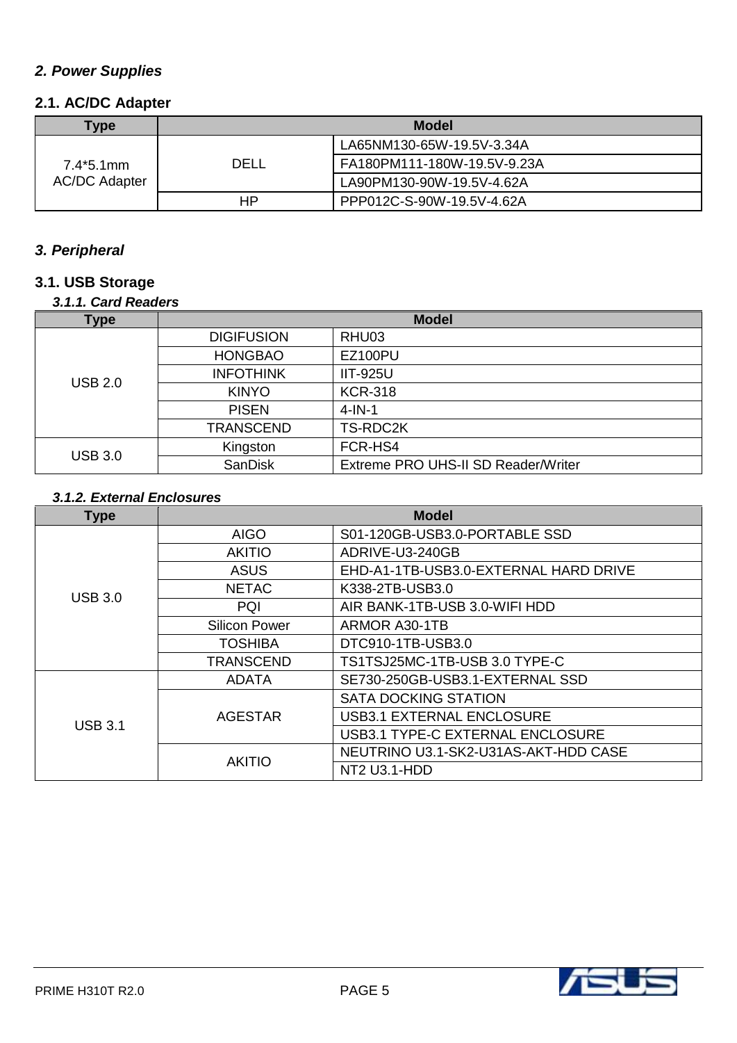## *2. Power Supplies*

### 2.1. AC/DC Adapter

| Type | Model | |
|---|---|---|
| 7.4*5.1mm AC/DC Adapter | DELL | LA65NM130-65W-19.5V-3.34A |
| | | FA180PM111-180W-19.5V-9.23A |
| | | LA90PM130-90W-19.5V-4.62A |
| | HP | PPP012C-S-90W-19.5V-4.62A |

## *3. Peripheral*

### 3.1. USB Storage

#### *3.1.1. Card Readers*

| Type | Model | |
|---|---|---|
| USB 2.0 | DIGIFUSION | RHU03 |
| | HONGBAO | EZ100PU |
| | INFOTHINK | IIT-925U |
| | KINYO | KCR-318 |
| | PISEN | 4-IN-1 |
| | TRANSCEND | TS-RDC2K |
| USB 3.0 | Kingston | FCR-HS4 |
| | SanDisk | Extreme PRO UHS-II SD Reader/Writer |

#### *3.1.2. External Enclosures*

| Type | Model | |
|---|---|---|
| USB 3.0 | AIGO | S01-120GB-USB3.0-PORTABLE SSD |
| | AKITIO | ADRIVE-U3-240GB |
| | ASUS | EHD-A1-1TB-USB3.0-EXTERNAL HARD DRIVE |
| | NETAC | K338-2TB-USB3.0 |
| | PQI | AIR BANK-1TB-USB 3.0-WIFI HDD |
| | Silicon Power | ARMOR A30-1TB |
| | TOSHIBA | DTC910-1TB-USB3.0 |
| | TRANSCEND | TS1TSJ25MC-1TB-USB 3.0 TYPE-C |
| USB 3.1 | ADATA | SE730-250GB-USB3.1-EXTERNAL SSD |
| | AGESTAR | SATA DOCKING STATION |
| | | USB3.1 EXTERNAL ENCLOSURE |
| | | USB3.1 TYPE-C EXTERNAL ENCLOSURE |
| | AKITIO | NEUTRINO U3.1-SK2-U31AS-AKT-HDD CASE |
| | | NT2 U3.1-HDD |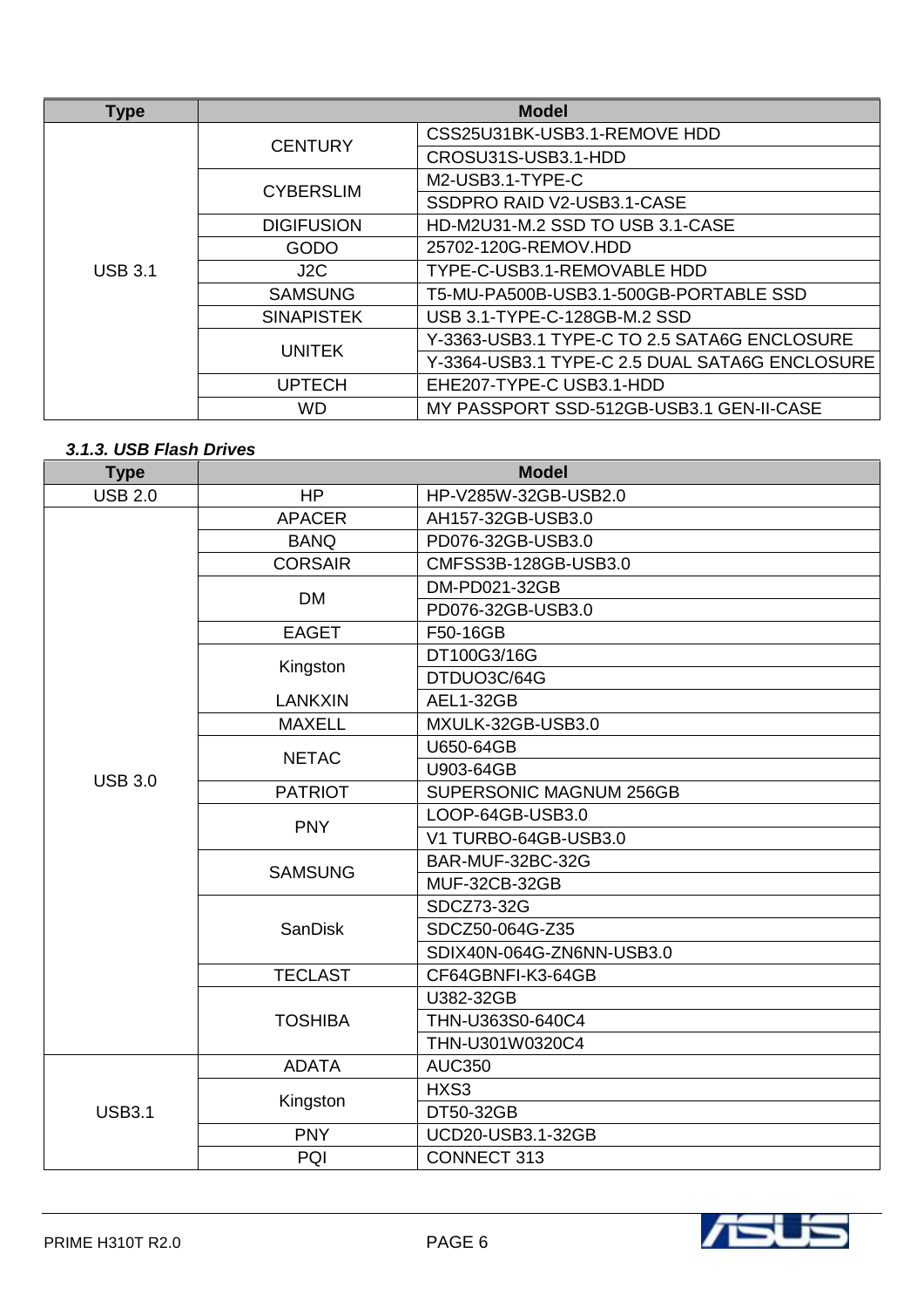| Type | Model | |
|---|---|---|
| USB 3.1 | CENTURY | CSS25U31BK-USB3.1-REMOVE HDD |
| | | CROSU31S-USB3.1-HDD |
| | CYBERSLIM | M2-USB3.1-TYPE-C |
| | | SSDPRO RAID V2-USB3.1-CASE |
| | DIGIFUSION | HD-M2U31-M.2 SSD TO USB 3.1-CASE |
| | GODO | 25702-120G-REMOV.HDD |
| | J2C | TYPE-C-USB3.1-REMOVABLE HDD |
| | SAMSUNG | T5-MU-PA500B-USB3.1-500GB-PORTABLE SSD |
| | SINAPISTEK | USB 3.1-TYPE-C-128GB-M.2 SSD |
| | UNITEK | Y-3363-USB3.1 TYPE-C TO 2.5 SATA6G ENCLOSURE |
| | | Y-3364-USB3.1 TYPE-C 2.5 DUAL SATA6G ENCLOSURE |
| | UPTECH | EHE207-TYPE-C USB3.1-HDD |
| | WD | MY PASSPORT SSD-512GB-USB3.1 GEN-II-CASE |

### *3.1.3. USB Flash Drives*

| Type | Model | |
|---|---|---|
| USB 2.0 | HP | HP-V285W-32GB-USB2.0 |
| USB 3.0 | APACER | AH157-32GB-USB3.0 |
| | BANQ | PD076-32GB-USB3.0 |
| | CORSAIR | CMFSS3B-128GB-USB3.0 |
| | DM | DM-PD021-32GB |
| | | PD076-32GB-USB3.0 |
| | EAGET | F50-16GB |
| | Kingston | DT100G3/16G |
| | | DTDUO3C/64G |
| | LANKXIN | AEL1-32GB |
| | MAXELL | MXULK-32GB-USB3.0 |
| | NETAC | U650-64GB |
| | | U903-64GB |
| | PATRIOT | SUPERSONIC MAGNUM 256GB |
| | PNY | LOOP-64GB-USB3.0 |
| | | V1 TURBO-64GB-USB3.0 |
| | SAMSUNG | BAR-MUF-32BC-32G |
| | | MUF-32CB-32GB |
| | SanDisk | SDCZ73-32G |
| | | SDCZ50-064G-Z35 |
| | | SDIX40N-064G-ZN6NN-USB3.0 |
| | TECLAST | CF64GBNFI-K3-64GB |
| | TOSHIBA | U382-32GB |
| | | THN-U363S0-640C4 |
| | | THN-U301W0320C4 |
| USB3.1 | ADATA | AUC350 |
| | Kingston | HXS3 |
| | | DT50-32GB |
| | PNY | UCD20-USB3.1-32GB |
| | PQI | CONNECT 313 |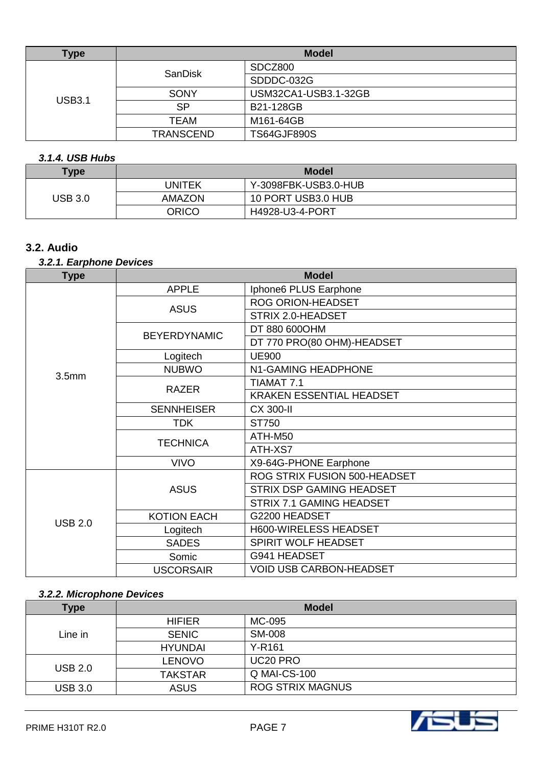| Type | Model | |
|---|---|---|
| USB3.1 | SanDisk | SDCZ800 |
| | | SDDDC-032G |
| | SONY | USM32CA1-USB3.1-32GB |
| | SP | B21-128GB |
| | TEAM | M161-64GB |
| | TRANSCEND | TS64GJF890S |

### *3.1.4. USB Hubs*

| Type | Model | |
|---|---|---|
| USB 3.0 | UNITEK | Y-3098FBK-USB3.0-HUB |
| | AMAZON | 10 PORT USB3.0 HUB |
| | ORICO | H4928-U3-4-PORT |

## 3.2. Audio

### *3.2.1. Earphone Devices*

| Type | Model | |
|---|---|---|
| 3.5mm | APPLE | Iphone6 PLUS Earphone |
| | ASUS | ROG ORION-HEADSET |
| | | STRIX 2.0-HEADSET |
| | BEYERDYNAMIC | DT 880 600OHM |
| | | DT 770 PRO(80 OHM)-HEADSET |
| | Logitech | UE900 |
| | NUBWO | N1-GAMING HEADPHONE |
| | RAZER | TIAMAT 7.1 |
| | | KRAKEN ESSENTIAL HEADSET |
| | SENNHEISER | CX 300-II |
| | TDK | ST750 |
| | TECHNICA | ATH-M50 |
| | | ATH-XS7 |
| | VIVO | X9-64G-PHONE Earphone |
| USB 2.0 | ASUS | ROG STRIX FUSION 500-HEADSET |
| | | STRIX DSP GAMING HEADSET |
| | | STRIX 7.1 GAMING HEADSET |
| | KOTION EACH | G2200 HEADSET |
| | Logitech | H600-WIRELESS HEADSET |
| | SADES | SPIRIT WOLF HEADSET |
| | Somic | G941 HEADSET |
| | USCORSAIR | VOID USB CARBON-HEADSET |

### *3.2.2. Microphone Devices*

| Type | Model | |
|---|---|---|
| Line in | HIFIER | MC-095 |
| | SENIC | SM-008 |
| | HYUNDAI | Y-R161 |
| USB 2.0 | LENOVO | UC20 PRO |
| | TAKSTAR | Q MAI-CS-100 |
| USB 3.0 | ASUS | ROG STRIX MAGNUS |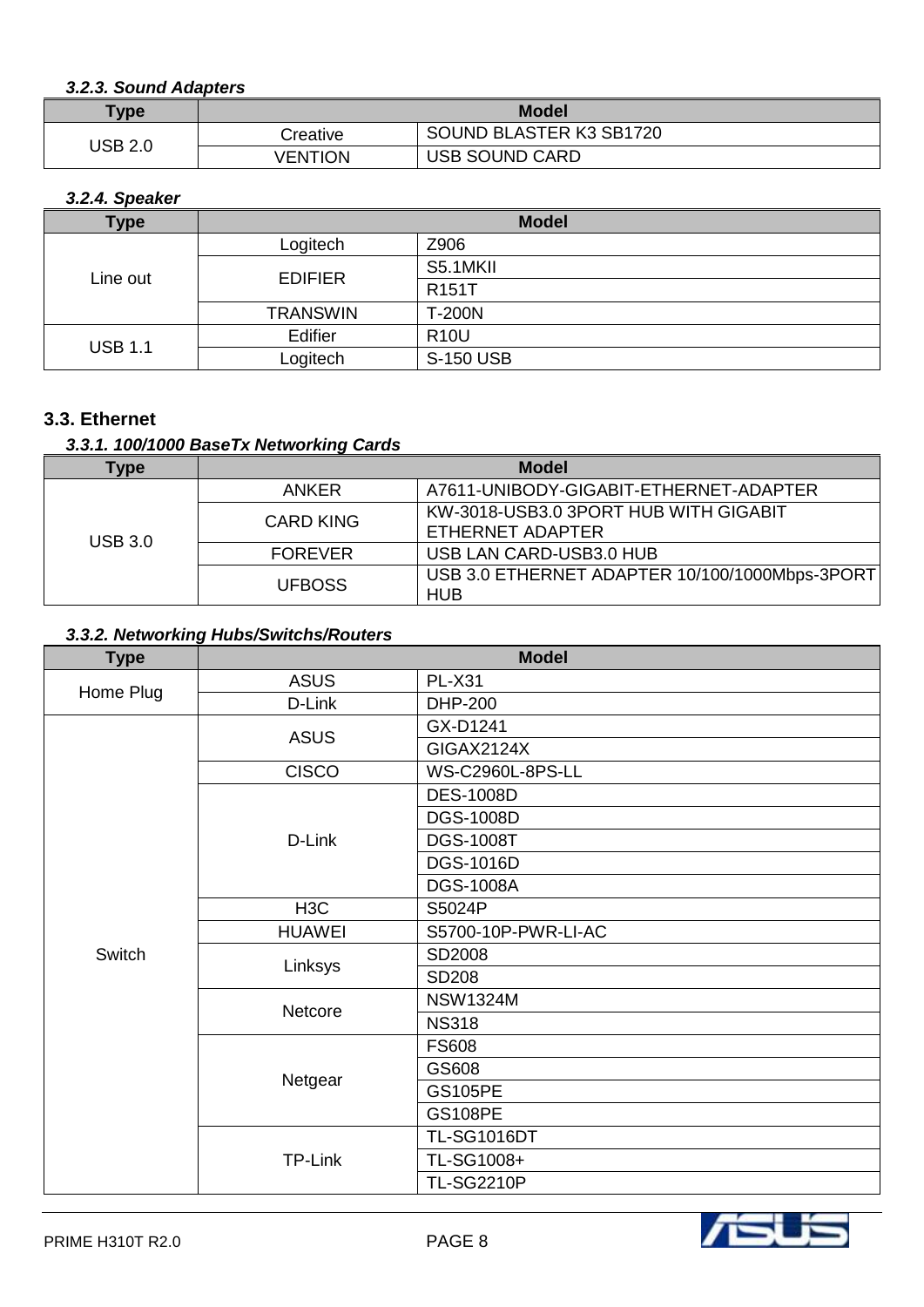### *3.2.3. Sound Adapters*

| Type | Model | |
|---|---|---|
| USB 2.0 | Creative | SOUND BLASTER K3 SB1720 |
| | VENTION | USB SOUND CARD |

### *3.2.4. Speaker*

| Type | Model | |
|---|---|---|
| Line out | Logitech | Z906 |
| | EDIFIER | S5.1MKII |
| | | R151T |
| | TRANSWIN | T-200N |
| USB 1.1 | Edifier | R10U |
| | Logitech | S-150 USB |

## 3.3. Ethernet

### *3.3.1. 100/1000 BaseTx Networking Cards*

| Type | Model | |
|---|---|---|
| USB 3.0 | ANKER | A7611-UNIBODY-GIGABIT-ETHERNET-ADAPTER |
| | CARD KING | KW-3018-USB3.0 3PORT HUB WITH GIGABIT ETHERNET ADAPTER |
| | FOREVER | USB LAN CARD-USB3.0 HUB |
| | UFBOSS | USB 3.0 ETHERNET ADAPTER 10/100/1000Mbps-3PORT HUB |

### *3.3.2. Networking Hubs/Switchs/Routers*

| Type | Model | |
|---|---|---|
| Home Plug | ASUS | PL-X31 |
| | D-Link | DHP-200 |
| Switch | ASUS | GX-D1241 |
| | | GIGAX2124X |
| | CISCO | WS-C2960L-8PS-LL |
| | D-Link | DES-1008D |
| | | DGS-1008D |
| | | DGS-1008T |
| | | DGS-1016D |
| | | DGS-1008A |
| | H3C | S5024P |
| | HUAWEI | S5700-10P-PWR-LI-AC |
| | Linksys | SD2008 |
| | | SD208 |
| | Netcore | NSW1324M |
| | | NS318 |
| | Netgear | FS608 |
| | | GS608 |
| | | GS105PE |
| | | GS108PE |
| | TP-Link | TL-SG1016DT |
| | | TL-SG1008+ |
| | | TL-SG2210P |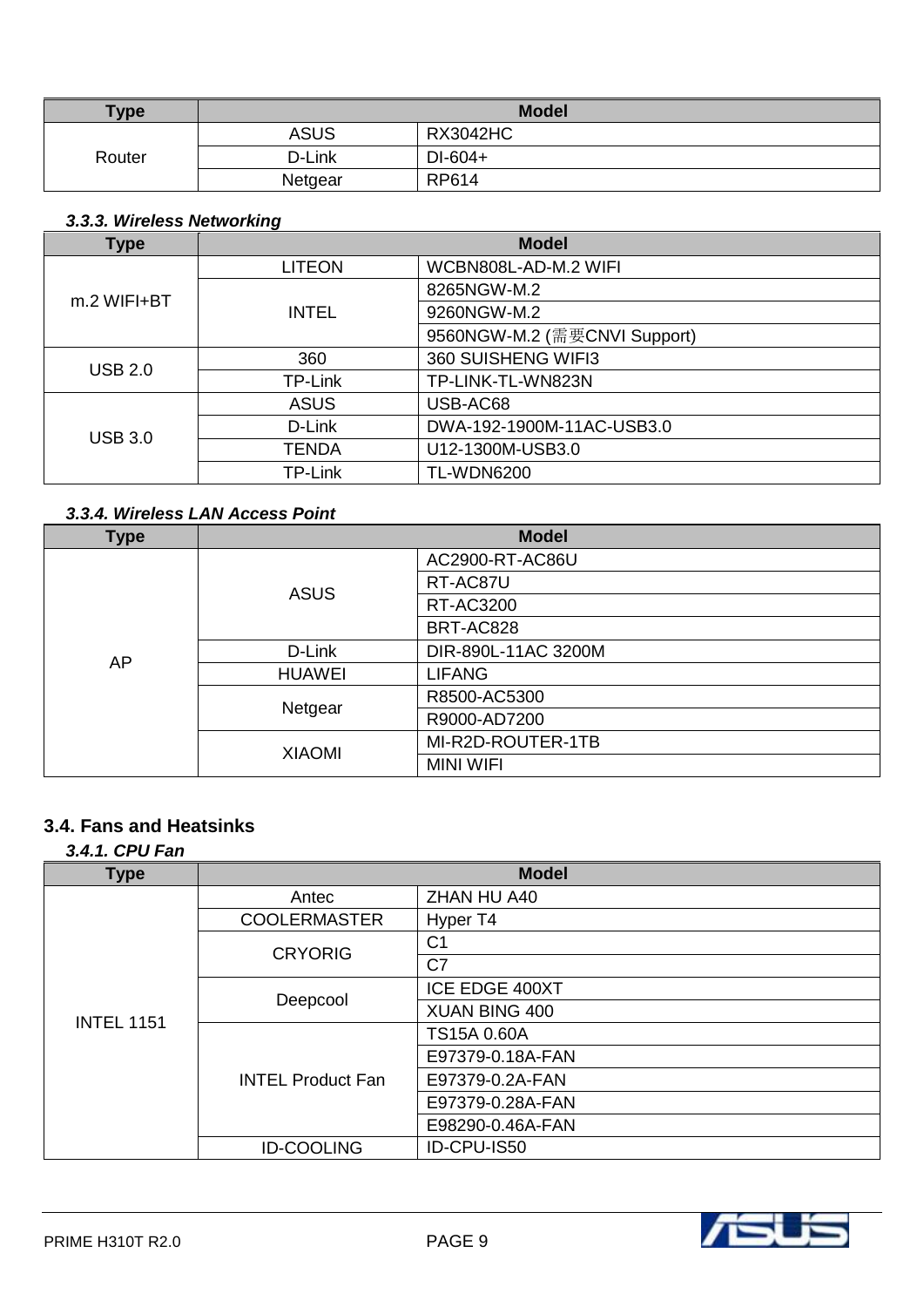| Type | Model | |
|---|---|---|
| Router | ASUS | RX3042HC |
| | D-Link | DI-604+ |
| | Netgear | RP614 |

### *3.3.3. Wireless Networking*

| Type | Model | |
|---|---|---|
| m.2 WIFI+BT | LITEON | WCBN808L-AD-M.2 WIFI |
| | INTEL | 8265NGW-M.2 |
| | | 9260NGW-M.2 |
| | | 9560NGW-M.2 (需要CNVI Support) |
| USB 2.0 | 360 | 360 SUISHENG WIFI3 |
| | TP-Link | TP-LINK-TL-WN823N |
| USB 3.0 | ASUS | USB-AC68 |
| | D-Link | DWA-192-1900M-11AC-USB3.0 |
| | TENDA | U12-1300M-USB3.0 |
| | TP-Link | TL-WDN6200 |

### *3.3.4. Wireless LAN Access Point*

| Type | Model | |
|---|---|---|
| AP | ASUS | AC2900-RT-AC86U |
| | | RT-AC87U |
| | | RT-AC3200 |
| | | BRT-AC828 |
| | D-Link | DIR-890L-11AC 3200M |
| | HUAWEI | LIFANG |
| | Netgear | R8500-AC5300 |
| | | R9000-AD7200 |
| | XIAOMI | MI-R2D-ROUTER-1TB |
| | | MINI WIFI |

## 3.4. Fans and Heatsinks

### *3.4.1. CPU Fan*

| Type | Model | |
|---|---|---|
| INTEL 1151 | Antec | ZHAN HU A40 |
| | COOLERMASTER | Hyper T4 |
| | CRYORIG | C1 |
| | | C7 |
| | Deepcool | ICE EDGE 400XT |
| | | XUAN BING 400 |
| | INTEL Product Fan | TS15A 0.60A |
| | | E97379-0.18A-FAN |
| | | E97379-0.2A-FAN |
| | | E97379-0.28A-FAN |
| | | E98290-0.46A-FAN |
| | ID-COOLING | ID-CPU-IS50 |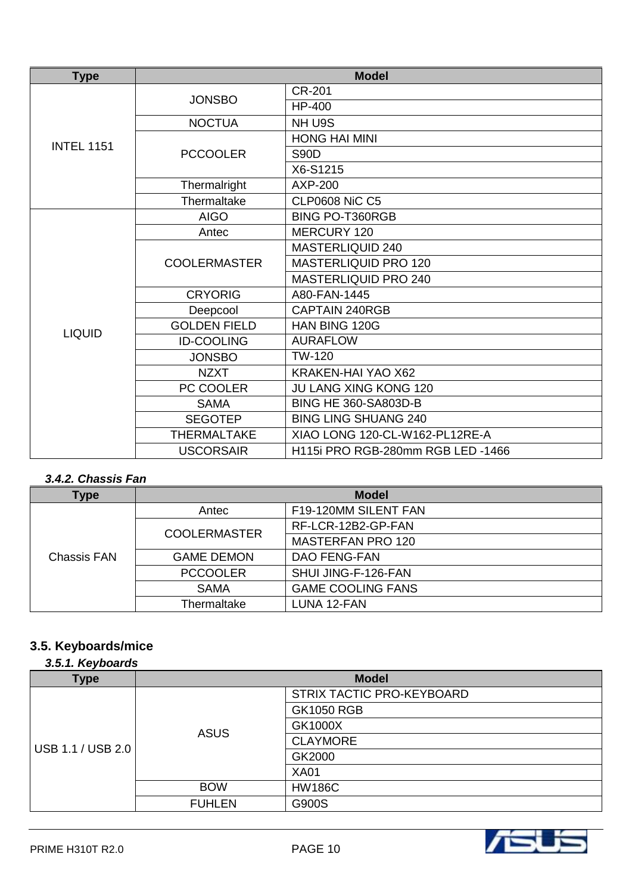| Type | Model | |
|---|---|---|
| INTEL 1151 | JONSBO | CR-201 |
| | | HP-400 |
| | NOCTUA | NH U9S |
| | PCCOOLER | HONG HAI MINI |
| | | S90D |
| | | X6-S1215 |
| | Thermalright | AXP-200 |
| | Thermaltake | CLP0608 NiC C5 |
| LIQUID | AIGO | BING PO-T360RGB |
| | Antec | MERCURY 120 |
| | COOLERMASTER | MASTERLIQUID 240 |
| | | MASTERLIQUID PRO 120 |
| | | MASTERLIQUID PRO 240 |
| | CRYORIG | A80-FAN-1445 |
| | Deepcool | CAPTAIN 240RGB |
| | GOLDEN FIELD | HAN BING 120G |
| | ID-COOLING | AURAFLOW |
| | JONSBO | TW-120 |
| | NZXT | KRAKEN-HAI YAO X62 |
| | PC COOLER | JU LANG XING KONG 120 |
| | SAMA | BING HE 360-SA803D-B |
| | SEGOTEP | BING LING SHUANG 240 |
| | THERMALTAKE | XIAO LONG 120-CL-W162-PL12RE-A |
| | USCORSAIR | H115i PRO RGB-280mm RGB LED -1466 |

### *3.4.2. Chassis Fan*

| Type | Model | |
|---|---|---|
| Chassis FAN | Antec | F19-120MM SILENT FAN |
| | COOLERMASTER | RF-LCR-12B2-GP-FAN |
| | | MASTERFAN PRO 120 |
| | GAME DEMON | DAO FENG-FAN |
| | PCCOOLER | SHUI JING-F-126-FAN |
| | SAMA | GAME COOLING FANS |
| | Thermaltake | LUNA 12-FAN |

## 3.5. Keyboards/mice

### *3.5.1. Keyboards*

| Type | Model | |
|---|---|---|
| USB 1.1 / USB 2.0 | ASUS | STRIX TACTIC PRO-KEYBOARD |
| | | GK1050 RGB |
| | | GK1000X |
| | | CLAYMORE |
| | | GK2000 |
| | | XA01 |
| | BOW | HW186C |
| | FUHLEN | G900S |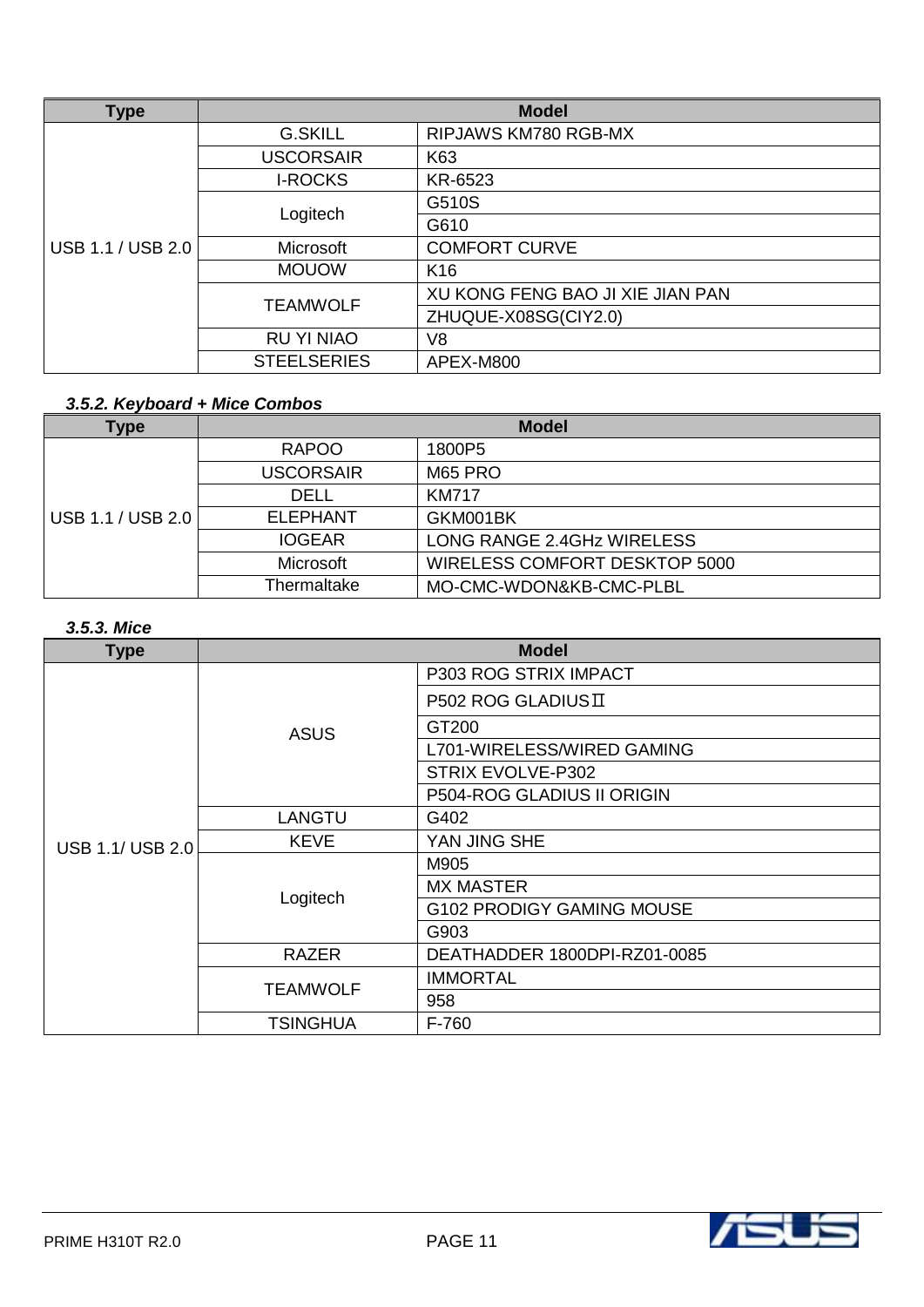| Type | Model | |
|---|---|---|
| USB 1.1 / USB 2.0 | G.SKILL | RIPJAWS KM780 RGB-MX |
| | USCORSAIR | K63 |
| | I-ROCKS | KR-6523 |
| | Logitech | G510S |
| | | G610 |
| | Microsoft | COMFORT CURVE |
| | MOUOW | K16 |
| | TEAMWOLF | XU KONG FENG BAO JI XIE JIAN PAN |
| | | ZHUQUE-X08SG(CIY2.0) |
| | RU YI NIAO | V8 |
| | STEELSERIES | APEX-M800 |

### *3.5.2. Keyboard + Mice Combos*

| Type | Model | |
|---|---|---|
| USB 1.1 / USB 2.0 | RAPOO | 1800P5 |
| | USCORSAIR | M65 PRO |
| | DELL | KM717 |
| | ELEPHANT | GKM001BK |
| | IOGEAR | LONG RANGE 2.4GHz WIRELESS |
| | Microsoft | WIRELESS COMFORT DESKTOP 5000 |
| | Thermaltake | MO-CMC-WDON&KB-CMC-PLBL |

### *3.5.3. Mice*

| Type | Model | |
|---|---|---|
| USB 1.1/ USB 2.0 | ASUS | P303 ROG STRIX IMPACT |
| | | P502 ROG GLADIUSⅡ |
| | | GT200 |
| | | L701-WIRELESS/WIRED GAMING |
| | | STRIX EVOLVE-P302 |
| | | P504-ROG GLADIUS II ORIGIN |
| | LANGTU | G402 |
| | KEVE | YAN JING SHE |
| | Logitech | M905 |
| | | MX MASTER |
| | | G102 PRODIGY GAMING MOUSE |
| | | G903 |
| | RAZER | DEATHADDER 1800DPI-RZ01-0085 |
| | TEAMWOLF | IMMORTAL |
| | | 958 |
| | TSINGHUA | F-760 |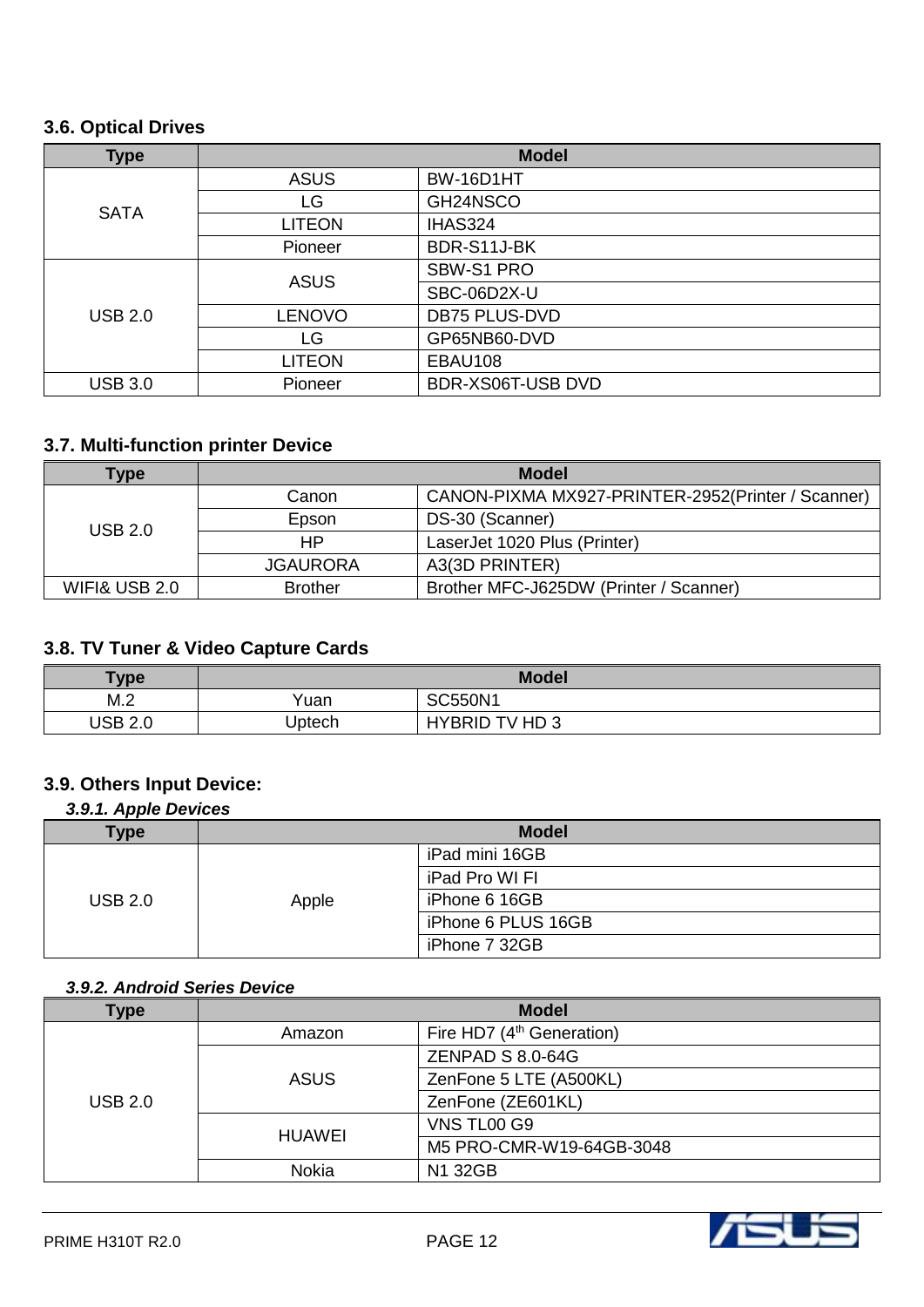### 3.6. Optical Drives

| Type | Model | |
|---|---|---|
| SATA | ASUS | BW-16D1HT |
| | LG | GH24NSCO |
| | LITEON | IHAS324 |
| | Pioneer | BDR-S11J-BK |
| USB 2.0 | ASUS | SBW-S1 PRO |
| | | SBC-06D2X-U |
| | LENOVO | DB75 PLUS-DVD |
| | LG | GP65NB60-DVD |
| | LITEON | EBAU108 |
| USB 3.0 | Pioneer | BDR-XS06T-USB DVD |

### 3.7. Multi-function printer Device

| Type | Model | |
|---|---|---|
| USB 2.0 | Canon | CANON-PIXMA MX927-PRINTER-2952(Printer / Scanner) |
| | Epson | DS-30 (Scanner) |
| | HP | LaserJet 1020 Plus (Printer) |
| | JGAURORA | A3(3D PRINTER) |
| WIFI& USB 2.0 | Brother | Brother MFC-J625DW (Printer / Scanner) |

### 3.8. TV Tuner & Video Capture Cards

| Type | Model | |
|---|---|---|
| M.2 | Yuan | SC550N1 |
| USB 2.0 | Uptech | HYBRID TV HD 3 |

### 3.9. Others Input Device:

#### *3.9.1. Apple Devices*

| Type | Model | |
|---|---|---|
| USB 2.0 | Apple | iPad mini 16GB |
| | | iPad Pro WI FI |
| | | iPhone 6 16GB |
| | | iPhone 6 PLUS 16GB |
| | | iPhone 7 32GB |

#### *3.9.2. Android Series Device*

| Type | Model | |
|---|---|---|
| USB 2.0 | Amazon | Fire HD7 (4th Generation) |
| | ASUS | ZENPAD S 8.0-64G |
| | | ZenFone 5 LTE (A500KL) |
| | | ZenFone (ZE601KL) |
| | HUAWEI | VNS TL00 G9 |
| | | M5 PRO-CMR-W19-64GB-3048 |
| | Nokia | N1 32GB |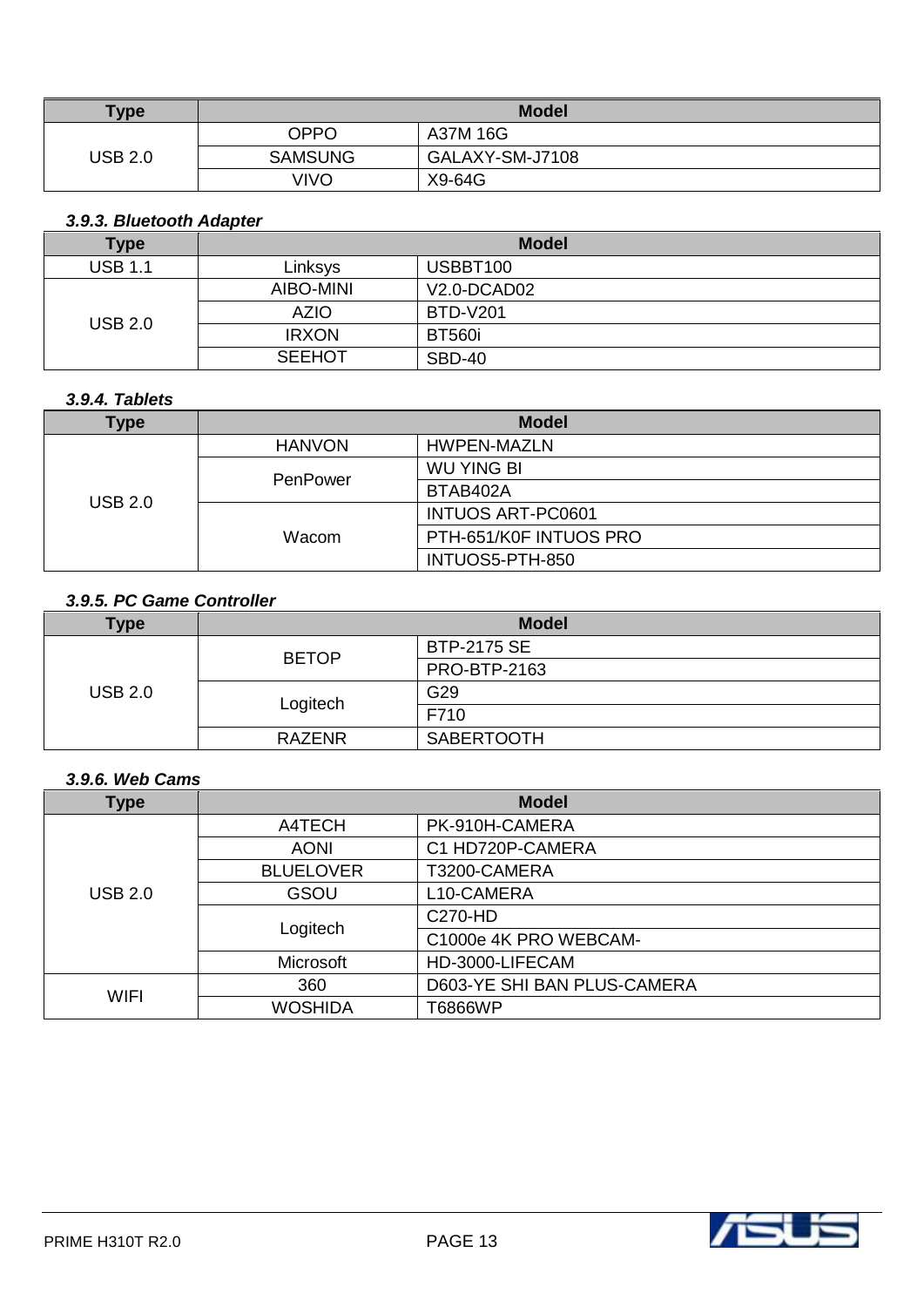| Type | Model | |
|---|---|---|
| USB 2.0 | OPPO | A37M 16G |
| | SAMSUNG | GALAXY-SM-J7108 |
| | VIVO | X9-64G |

### *3.9.3. Bluetooth Adapter*

| Type | Model | |
|---|---|---|
| USB 1.1 | Linksys | USBBT100 |
| USB 2.0 | AIBO-MINI | V2.0-DCAD02 |
| | AZIO | BTD-V201 |
| | IRXON | BT560i |
| | SEEHOT | SBD-40 |

### *3.9.4. Tablets*

| Type | Model | |
|---|---|---|
| USB 2.0 | HANVON | HWPEN-MAZLN |
| | PenPower | WU YING BI |
| | | BTAB402A |
| | Wacom | INTUOS ART-PC0601 |
| | | PTH-651/K0F INTUOS PRO |
| | | INTUOS5-PTH-850 |

### *3.9.5. PC Game Controller*

| Type | Model | |
|---|---|---|
| USB 2.0 | BETOP | BTP-2175 SE |
| | | PRO-BTP-2163 |
| | Logitech | G29 |
| | | F710 |
| | RAZENR | SABERTOOTH |

### *3.9.6. Web Cams*

| Type | Model | |
|---|---|---|
| USB 2.0 | A4TECH | PK-910H-CAMERA |
| | AONI | C1 HD720P-CAMERA |
| | BLUELOVER | T3200-CAMERA |
| | GSOU | L10-CAMERA |
| | Logitech | C270-HD |
| | | C1000e 4K PRO WEBCAM- |
| | Microsoft | HD-3000-LIFECAM |
| WIFI | 360 | D603-YE SHI BAN PLUS-CAMERA |
| | WOSHIDA | T6866WP |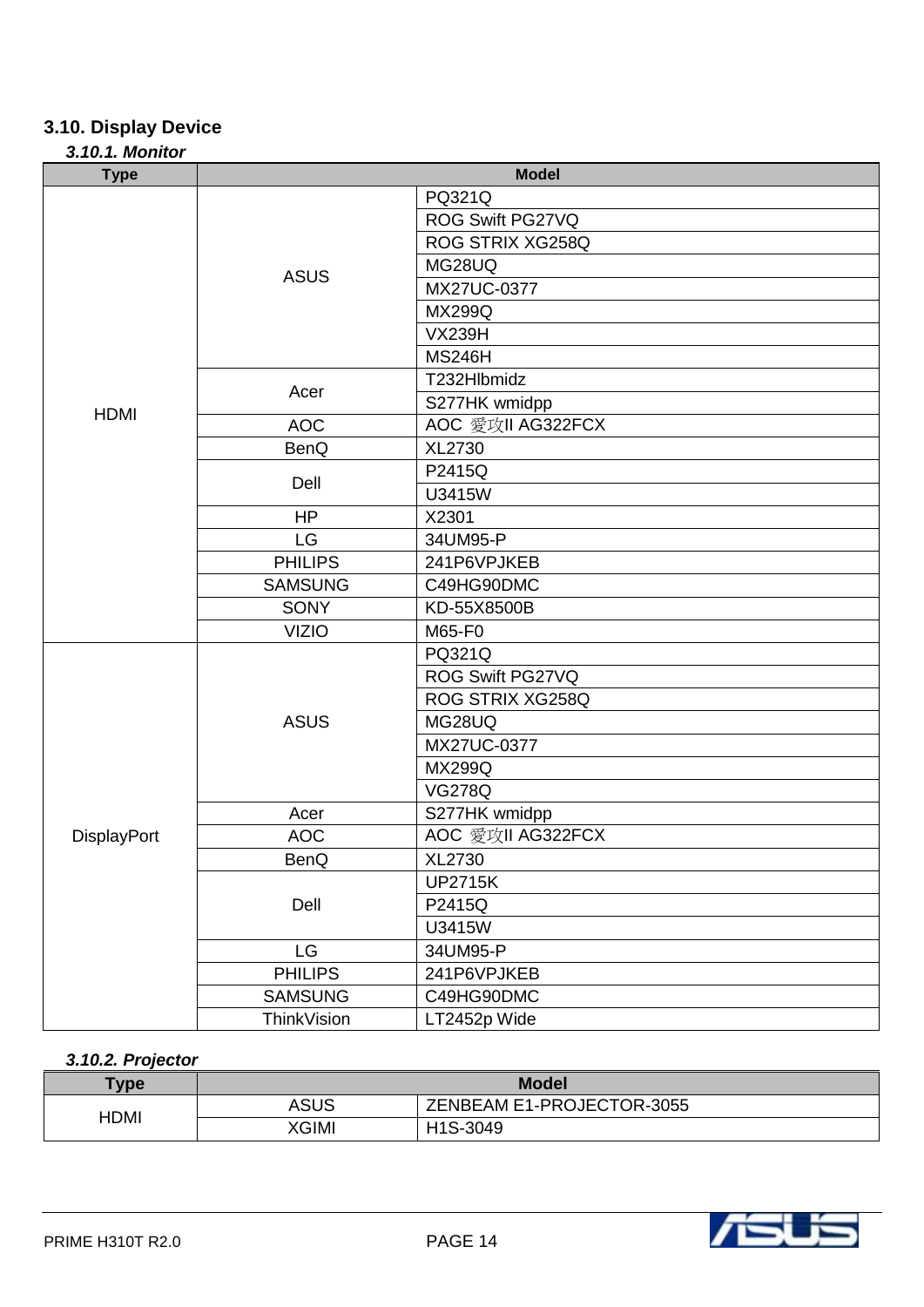## 3.10. Display Device

### *3.10.1. Monitor*

| Type | Model | |
|---|---|---|
| HDMI | ASUS | PQ321Q |
| | | ROG Swift PG27VQ |
| | | ROG STRIX XG258Q |
| | | MG28UQ |
| | | MX27UC-0377 |
| | | MX299Q |
| | | VX239H |
| | | MS246H |
| | Acer | T232Hlbmidz |
| | | S277HK wmidpp |
| | AOC | AOC 愛攻II AG322FCX |
| | BenQ | XL2730 |
| | Dell | P2415Q |
| | | U3415W |
| | HP | X2301 |
| | LG | 34UM95-P |
| | PHILIPS | 241P6VPJKEB |
| | SAMSUNG | C49HG90DMC |
| | SONY | KD-55X8500B |
| | VIZIO | M65-F0 |
| DisplayPort | ASUS | PQ321Q |
| | | ROG Swift PG27VQ |
| | | ROG STRIX XG258Q |
| | | MG28UQ |
| | | MX27UC-0377 |
| | | MX299Q |
| | | VG278Q |
| | Acer | S277HK wmidpp |
| | AOC | AOC 愛攻II AG322FCX |
| | BenQ | XL2730 |
| | Dell | UP2715K |
| | | P2415Q |
| | | U3415W |
| | LG | 34UM95-P |
| | PHILIPS | 241P6VPJKEB |
| | SAMSUNG | C49HG90DMC |
| | ThinkVision | LT2452p Wide |

### *3.10.2. Projector*

| Type | Model | |
|---|---|---|
| HDMI | ASUS | ZENBEAM E1-PROJECTOR-3055 |
| | XGIMI | H1S-3049 |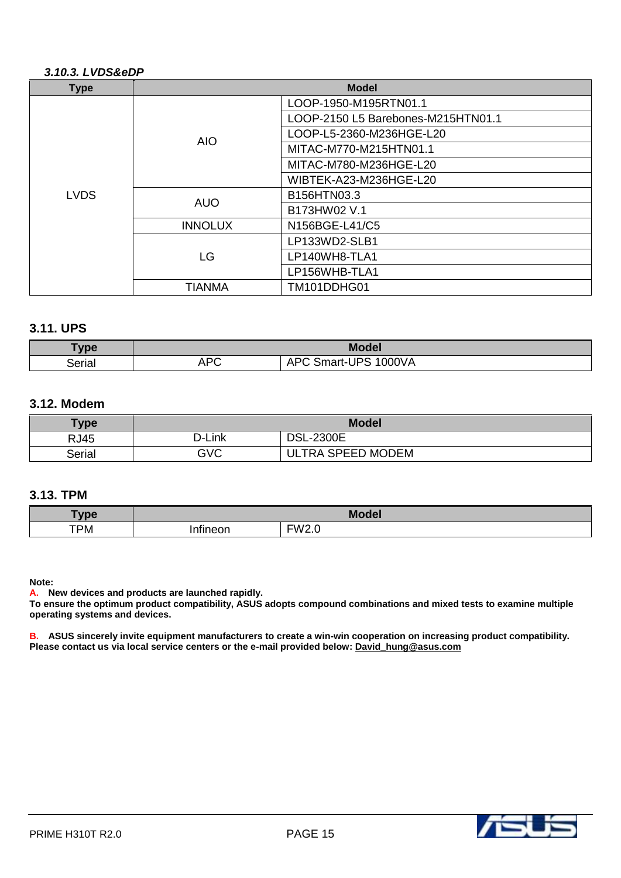#### *3.10.3. LVDS&eDP*

| Type | Model | |
|---|---|---|
| LVDS | AIO | LOOP-1950-M195RTN01.1 |
| | | LOOP-2150 L5 Barebones-M215HTN01.1 |
| | | LOOP-L5-2360-M236HGE-L20 |
| | | MITAC-M770-M215HTN01.1 |
| | | MITAC-M780-M236HGE-L20 |
| | | WIBTEK-A23-M236HGE-L20 |
| | AUO | B156HTN03.3 |
| | | B173HW02 V.1 |
| | INNOLUX | N156BGE-L41/C5 |
| | LG | LP133WD2-SLB1 |
| | | LP140WH8-TLA1 |
| | | LP156WHB-TLA1 |
| | TIANMA | TM101DDHG01 |

## 3.11. UPS

| Type | Model | |
|---|---|---|
| Serial | APC | APC Smart-UPS 1000VA |

## 3.12. Modem

| Type | Model | |
|---|---|---|
| RJ45 | D-Link | DSL-2300E |
| Serial | GVC | ULTRA SPEED MODEM |

## 3.13. TPM

| Type | Model | |
|---|---|---|
| TPM | Infineon | FW2.0 |

**Note:**

**A. New devices and products are launched rapidly.**
**To ensure the optimum product compatibility, ASUS adopts compound combinations and mixed tests to examine multiple operating systems and devices.**

**B. ASUS sincerely invite equipment manufacturers to create a win-win cooperation on increasing product compatibility.**
**Please contact us via local service centers or the e-mail provided below: David_hung@asus.com**